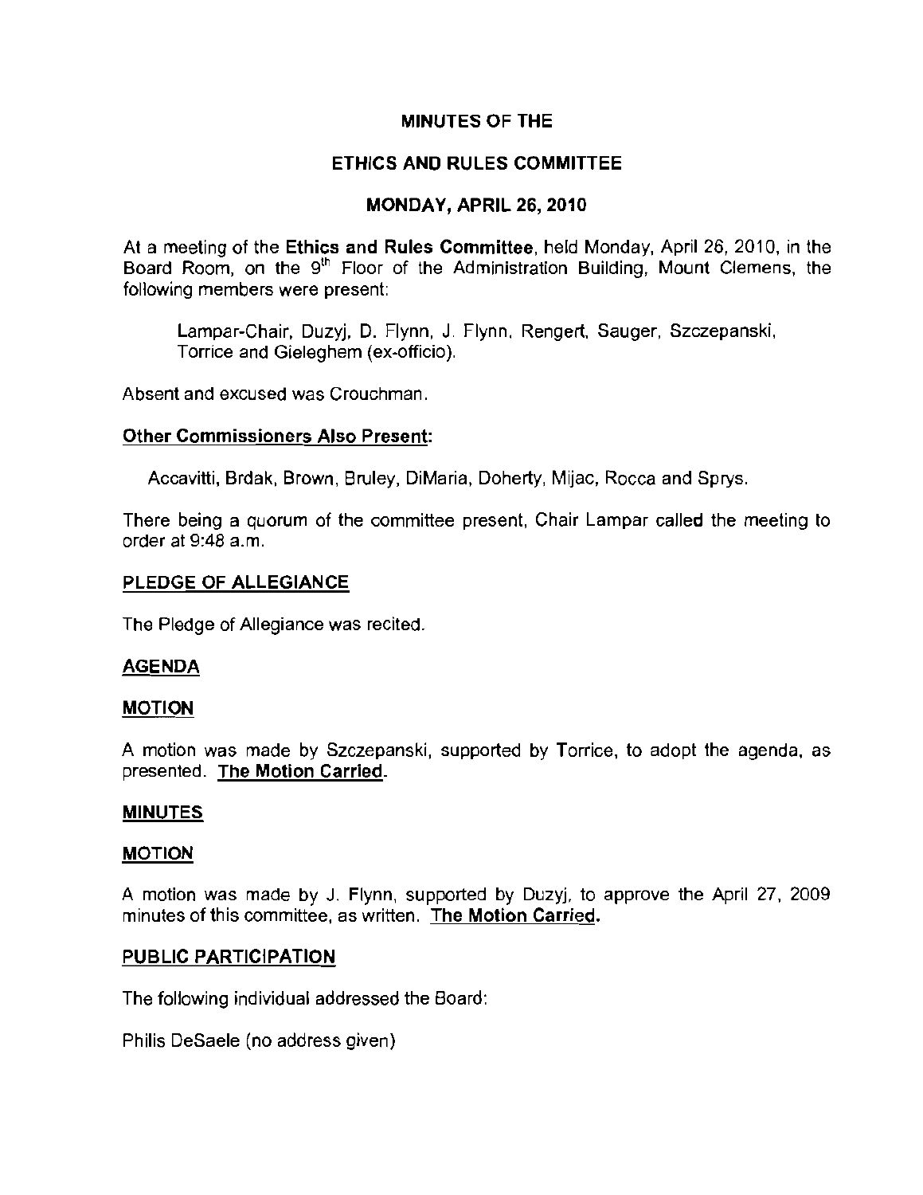# MINUTES OF THE

# ETHICS AND RULES COMMITTEE

# MONDAY, APRIL 26, 2010

At a meeting of the **Ethics and Rules Committee**, held Monday, April 26, 2010, in the Board Room, on the 9th Floor of the Administration Building, Mount Clemens, the following members were present:

> Lampar-Chair, Duzyj, D. Flynn, J. Flynn, Rengert, Sauger, Szczepanski, Torrice and Gieleghem (ex-officio).

Absent and excused was Crouchman.

**Other Commissioners Also Present:**

> Accavitti, Brdak, Brown, Bruley, DiMaria, Doherty, Mijac, Rocca and Sprys.

There being a quorum of the committee present, Chair Lampar called the meeting to order at 9:48 a.m.

**PLEDGE OF ALLEGIANCE**

The Pledge of Allegiance was recited.

**AGENDA**

**MOTION**

A motion was made by Szczepanski, supported by Torrice, to adopt the agenda, as presented. **The Motion Carried.**

**MINUTES**

**MOTION**

A motion was made by J. Flynn, supported by Duzyj, to approve the April 27, 2009 minutes of this committee, as written. **The Motion Carried.**

**PUBLIC PARTICIPATION**

The following individual addressed the Board:

Philis DeSaele (no address given)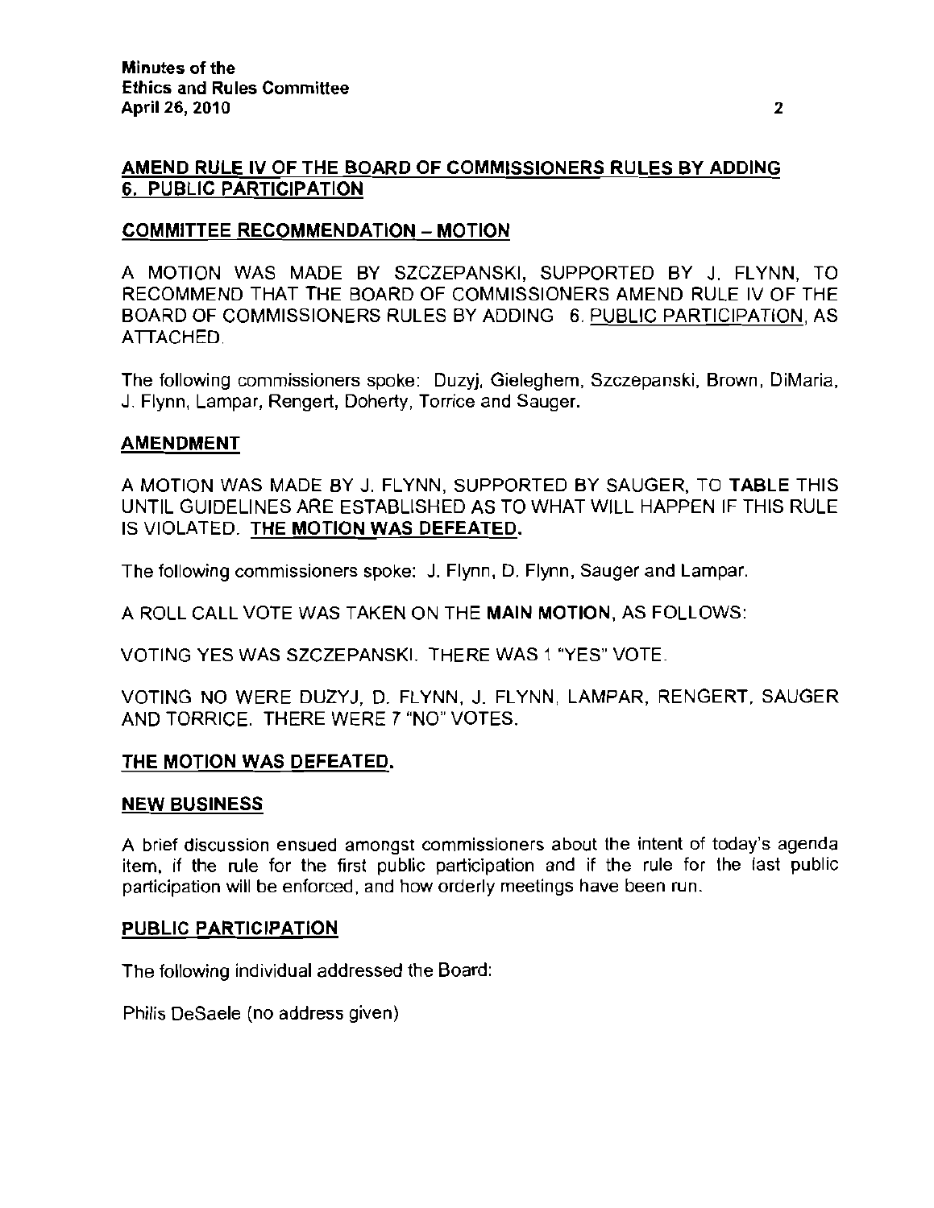## AMEND RULE IV OF THE BOARD OF COMMISSIONERS RULES BY ADDING 6. PUBLIC PARTICIPATION

### COMMITTEE RECOMMENDATION – MOTION

A MOTION WAS MADE BY SZCZEPANSKI, SUPPORTED BY J. FLYNN, TO RECOMMEND THAT THE BOARD OF COMMISSIONERS AMEND RULE IV OF THE BOARD OF COMMISSIONERS RULES BY ADDING 6. PUBLIC PARTICIPATION, AS ATTACHED.

The following commissioners spoke: Duzyj, Gieleghem, Szczepanski, Brown, DiMaria, J. Flynn, Lampar, Rengert, Doherty, Torrice and Sauger.

### AMENDMENT

A MOTION WAS MADE BY J. FLYNN, SUPPORTED BY SAUGER, TO **TABLE** THIS UNTIL GUIDELINES ARE ESTABLISHED AS TO WHAT WILL HAPPEN IF THIS RULE IS VIOLATED. **THE MOTION WAS DEFEATED.**

The following commissioners spoke: J. Flynn, D. Flynn, Sauger and Lampar.

A ROLL CALL VOTE WAS TAKEN ON THE **MAIN MOTION**, AS FOLLOWS:

VOTING YES WAS SZCZEPANSKI. THERE WAS 1 "YES" VOTE.

VOTING NO WERE DUZYJ, D. FLYNN, J. FLYNN, LAMPAR, RENGERT, SAUGER AND TORRICE. THERE WERE 7 "NO" VOTES.

**THE MOTION WAS DEFEATED.**

### NEW BUSINESS

A brief discussion ensued amongst commissioners about the intent of today's agenda item, if the rule for the first public participation and if the rule for the last public participation will be enforced, and how orderly meetings have been run.

### PUBLIC PARTICIPATION

The following individual addressed the Board:

Philis DeSaele (no address given)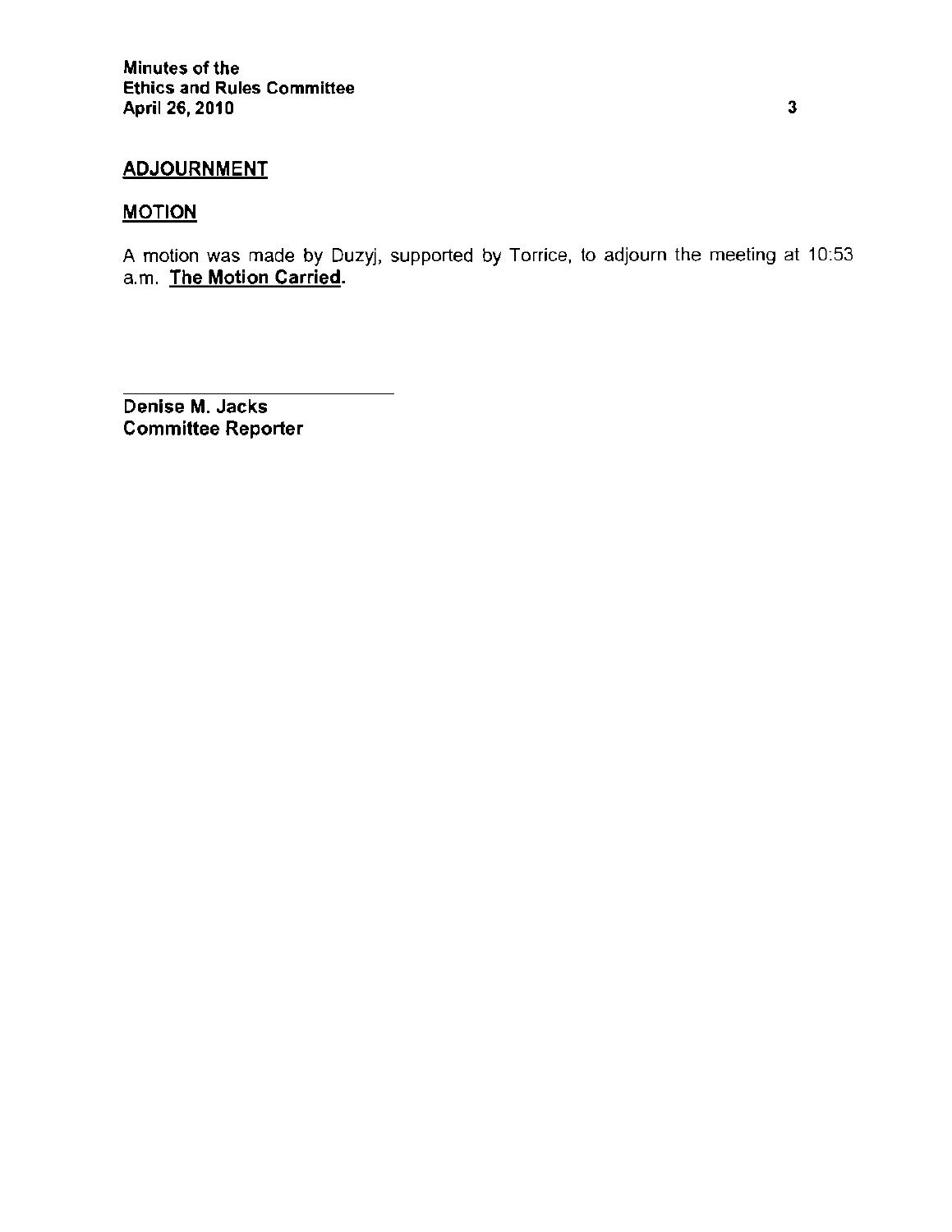## ADJOURNMENT

### MOTION

A motion was made by Duzyj, supported by Torrice, to adjourn the meeting at 10:53 a.m. **The Motion Carried.**

**Denise M. Jacks**
**Committee Reporter**